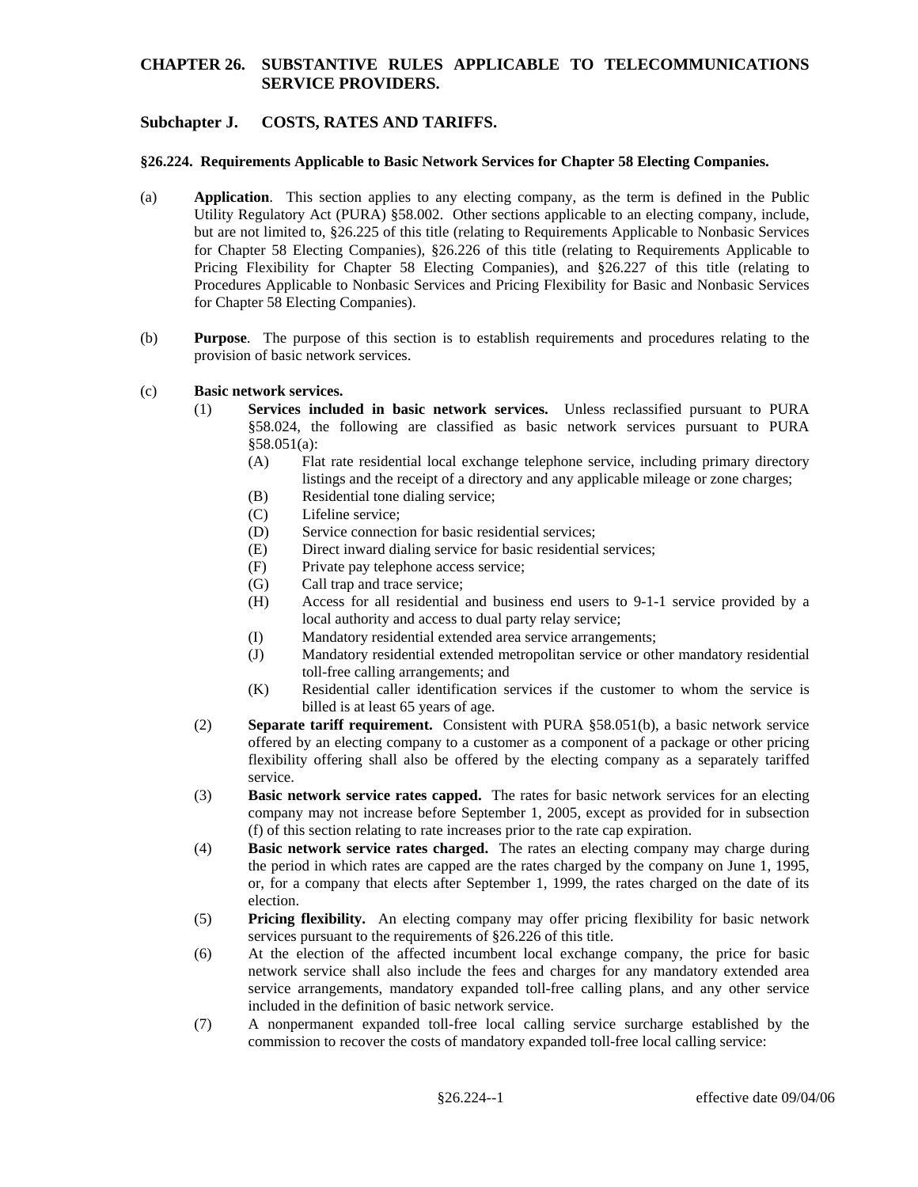# CHAPTER 26. SUBSTANTIVE RULES APPLICABLE TO TELECOMMUNICATIONS SERVICE PROVIDERS.

## Subchapter J. COSTS, RATES AND TARIFFS.

### §26.224. Requirements Applicable to Basic Network Services for Chapter 58 Electing Companies.

(a) **Application**. This section applies to any electing company, as the term is defined in the Public Utility Regulatory Act (PURA) §58.002. Other sections applicable to an electing company, include, but are not limited to, §26.225 of this title (relating to Requirements Applicable to Nonbasic Services for Chapter 58 Electing Companies), §26.226 of this title (relating to Requirements Applicable to Pricing Flexibility for Chapter 58 Electing Companies), and §26.227 of this title (relating to Procedures Applicable to Nonbasic Services and Pricing Flexibility for Basic and Nonbasic Services for Chapter 58 Electing Companies).

(b) **Purpose**. The purpose of this section is to establish requirements and procedures relating to the provision of basic network services.

(c) **Basic network services.**

- (1) **Services included in basic network services.** Unless reclassified pursuant to PURA §58.024, the following are classified as basic network services pursuant to PURA §58.051(a):
  - (A) Flat rate residential local exchange telephone service, including primary directory listings and the receipt of a directory and any applicable mileage or zone charges;
  - (B) Residential tone dialing service;
  - (C) Lifeline service;
  - (D) Service connection for basic residential services;
  - (E) Direct inward dialing service for basic residential services;
  - (F) Private pay telephone access service;
  - (G) Call trap and trace service;
  - (H) Access for all residential and business end users to 9-1-1 service provided by a local authority and access to dual party relay service;
  - (I) Mandatory residential extended area service arrangements;
  - (J) Mandatory residential extended metropolitan service or other mandatory residential toll-free calling arrangements; and
  - (K) Residential caller identification services if the customer to whom the service is billed is at least 65 years of age.
- (2) **Separate tariff requirement.** Consistent with PURA §58.051(b), a basic network service offered by an electing company to a customer as a component of a package or other pricing flexibility offering shall also be offered by the electing company as a separately tariffed service.
- (3) **Basic network service rates capped.** The rates for basic network services for an electing company may not increase before September 1, 2005, except as provided for in subsection (f) of this section relating to rate increases prior to the rate cap expiration.
- (4) **Basic network service rates charged.** The rates an electing company may charge during the period in which rates are capped are the rates charged by the company on June 1, 1995, or, for a company that elects after September 1, 1999, the rates charged on the date of its election.
- (5) **Pricing flexibility.** An electing company may offer pricing flexibility for basic network services pursuant to the requirements of §26.226 of this title.
- (6) At the election of the affected incumbent local exchange company, the price for basic network service shall also include the fees and charges for any mandatory extended area service arrangements, mandatory expanded toll-free calling plans, and any other service included in the definition of basic network service.
- (7) A nonpermanent expanded toll-free local calling service surcharge established by the commission to recover the costs of mandatory expanded toll-free local calling service: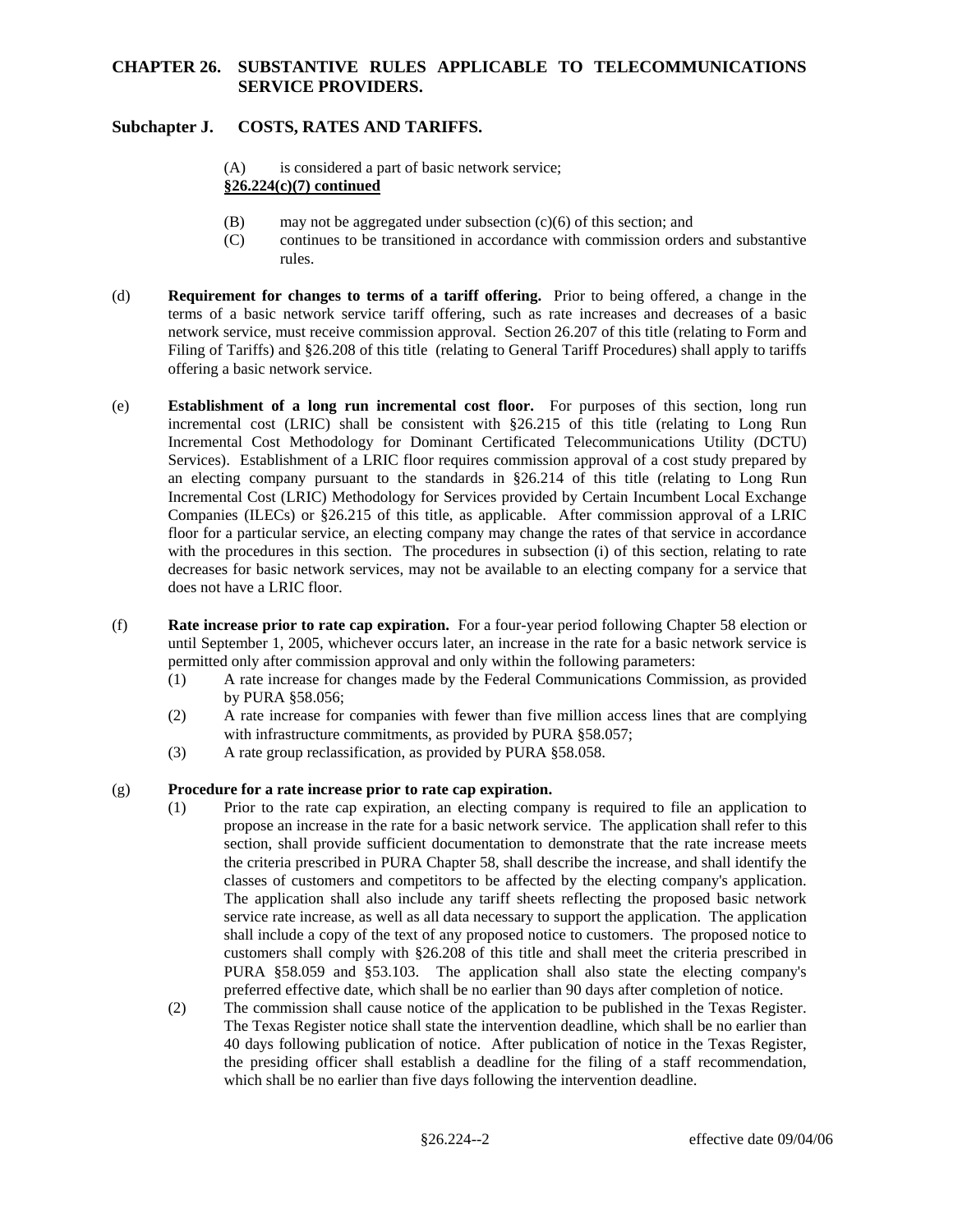(A) is considered a part of basic network service;

**§26.224(c)(7) continued**

(B) may not be aggregated under subsection (c)(6) of this section; and

(C) continues to be transitioned in accordance with commission orders and substantive rules.

(d) **Requirement for changes to terms of a tariff offering.** Prior to being offered, a change in the terms of a basic network service tariff offering, such as rate increases and decreases of a basic network service, must receive commission approval. Section 26.207 of this title (relating to Form and Filing of Tariffs) and §26.208 of this title (relating to General Tariff Procedures) shall apply to tariffs offering a basic network service.

(e) **Establishment of a long run incremental cost floor.** For purposes of this section, long run incremental cost (LRIC) shall be consistent with §26.215 of this title (relating to Long Run Incremental Cost Methodology for Dominant Certificated Telecommunications Utility (DCTU) Services). Establishment of a LRIC floor requires commission approval of a cost study prepared by an electing company pursuant to the standards in §26.214 of this title (relating to Long Run Incremental Cost (LRIC) Methodology for Services provided by Certain Incumbent Local Exchange Companies (ILECs) or §26.215 of this title, as applicable. After commission approval of a LRIC floor for a particular service, an electing company may change the rates of that service in accordance with the procedures in this section. The procedures in subsection (i) of this section, relating to rate decreases for basic network services, may not be available to an electing company for a service that does not have a LRIC floor.

(f) **Rate increase prior to rate cap expiration.** For a four-year period following Chapter 58 election or until September 1, 2005, whichever occurs later, an increase in the rate for a basic network service is permitted only after commission approval and only within the following parameters:

(1) A rate increase for changes made by the Federal Communications Commission, as provided by PURA §58.056;

(2) A rate increase for companies with fewer than five million access lines that are complying with infrastructure commitments, as provided by PURA §58.057;

(3) A rate group reclassification, as provided by PURA §58.058.

(g) **Procedure for a rate increase prior to rate cap expiration.**

(1) Prior to the rate cap expiration, an electing company is required to file an application to propose an increase in the rate for a basic network service. The application shall refer to this section, shall provide sufficient documentation to demonstrate that the rate increase meets the criteria prescribed in PURA Chapter 58, shall describe the increase, and shall identify the classes of customers and competitors to be affected by the electing company's application. The application shall also include any tariff sheets reflecting the proposed basic network service rate increase, as well as all data necessary to support the application. The application shall include a copy of the text of any proposed notice to customers. The proposed notice to customers shall comply with §26.208 of this title and shall meet the criteria prescribed in PURA §58.059 and §53.103. The application shall also state the electing company's preferred effective date, which shall be no earlier than 90 days after completion of notice.

(2) The commission shall cause notice of the application to be published in the Texas Register. The Texas Register notice shall state the intervention deadline, which shall be no earlier than 40 days following publication of notice. After publication of notice in the Texas Register, the presiding officer shall establish a deadline for the filing of a staff recommendation, which shall be no earlier than five days following the intervention deadline.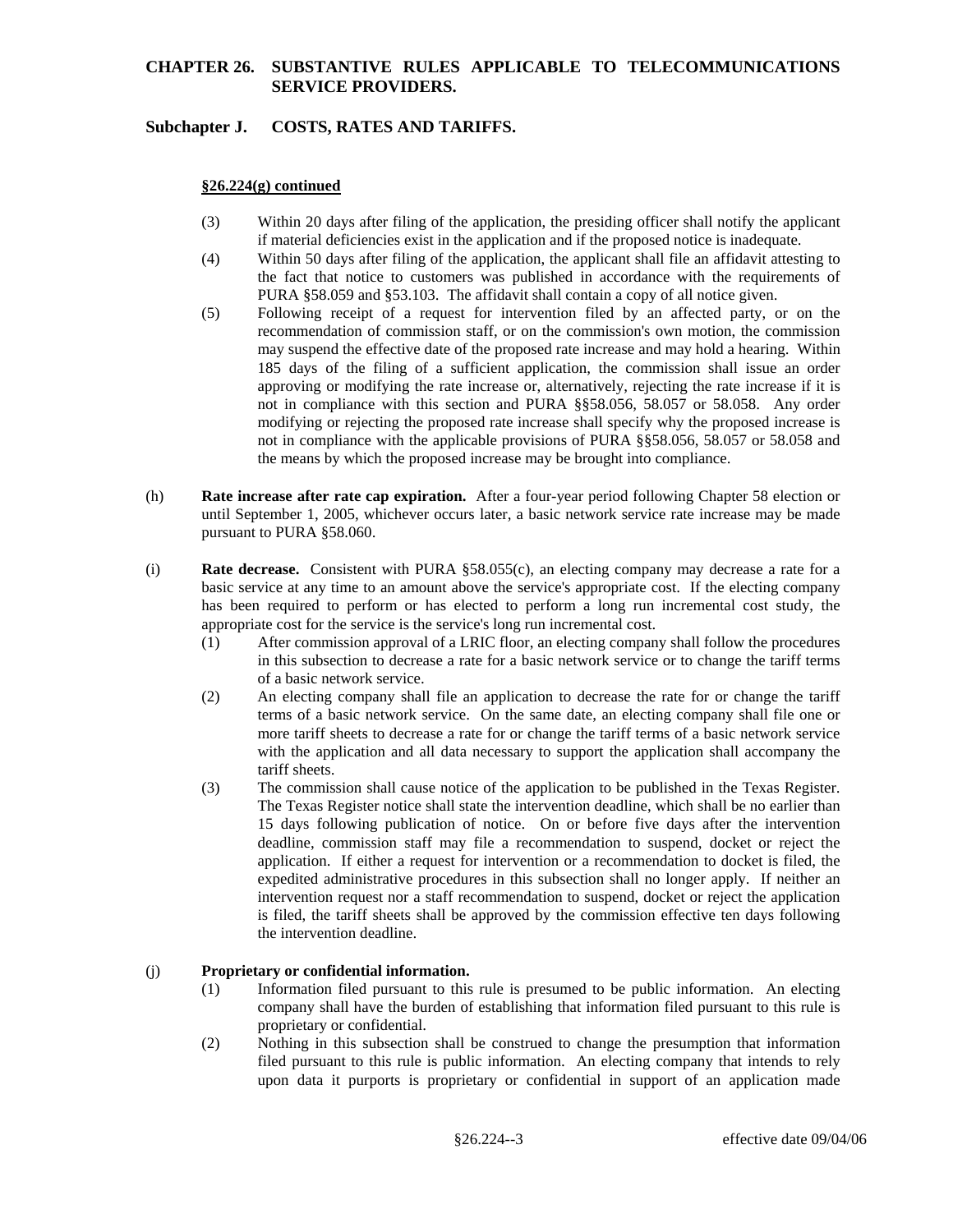**§26.224(g) continued**

(3) Within 20 days after filing of the application, the presiding officer shall notify the applicant if material deficiencies exist in the application and if the proposed notice is inadequate.

(4) Within 50 days after filing of the application, the applicant shall file an affidavit attesting to the fact that notice to customers was published in accordance with the requirements of PURA §58.059 and §53.103. The affidavit shall contain a copy of all notice given.

(5) Following receipt of a request for intervention filed by an affected party, or on the recommendation of commission staff, or on the commission's own motion, the commission may suspend the effective date of the proposed rate increase and may hold a hearing. Within 185 days of the filing of a sufficient application, the commission shall issue an order approving or modifying the rate increase or, alternatively, rejecting the rate increase if it is not in compliance with this section and PURA §§58.056, 58.057 or 58.058. Any order modifying or rejecting the proposed rate increase shall specify why the proposed increase is not in compliance with the applicable provisions of PURA §§58.056, 58.057 or 58.058 and the means by which the proposed increase may be brought into compliance.

(h) **Rate increase after rate cap expiration.** After a four-year period following Chapter 58 election or until September 1, 2005, whichever occurs later, a basic network service rate increase may be made pursuant to PURA §58.060.

(i) **Rate decrease.** Consistent with PURA §58.055(c), an electing company may decrease a rate for a basic service at any time to an amount above the service's appropriate cost. If the electing company has been required to perform or has elected to perform a long run incremental cost study, the appropriate cost for the service is the service's long run incremental cost.

(1) After commission approval of a LRIC floor, an electing company shall follow the procedures in this subsection to decrease a rate for a basic network service or to change the tariff terms of a basic network service.

(2) An electing company shall file an application to decrease the rate for or change the tariff terms of a basic network service. On the same date, an electing company shall file one or more tariff sheets to decrease a rate for or change the tariff terms of a basic network service with the application and all data necessary to support the application shall accompany the tariff sheets.

(3) The commission shall cause notice of the application to be published in the Texas Register. The Texas Register notice shall state the intervention deadline, which shall be no earlier than 15 days following publication of notice. On or before five days after the intervention deadline, commission staff may file a recommendation to suspend, docket or reject the application. If either a request for intervention or a recommendation to docket is filed, the expedited administrative procedures in this subsection shall no longer apply. If neither an intervention request nor a staff recommendation to suspend, docket or reject the application is filed, the tariff sheets shall be approved by the commission effective ten days following the intervention deadline.

(j) **Proprietary or confidential information.**

(1) Information filed pursuant to this rule is presumed to be public information. An electing company shall have the burden of establishing that information filed pursuant to this rule is proprietary or confidential.

(2) Nothing in this subsection shall be construed to change the presumption that information filed pursuant to this rule is public information. An electing company that intends to rely upon data it purports is proprietary or confidential in support of an application made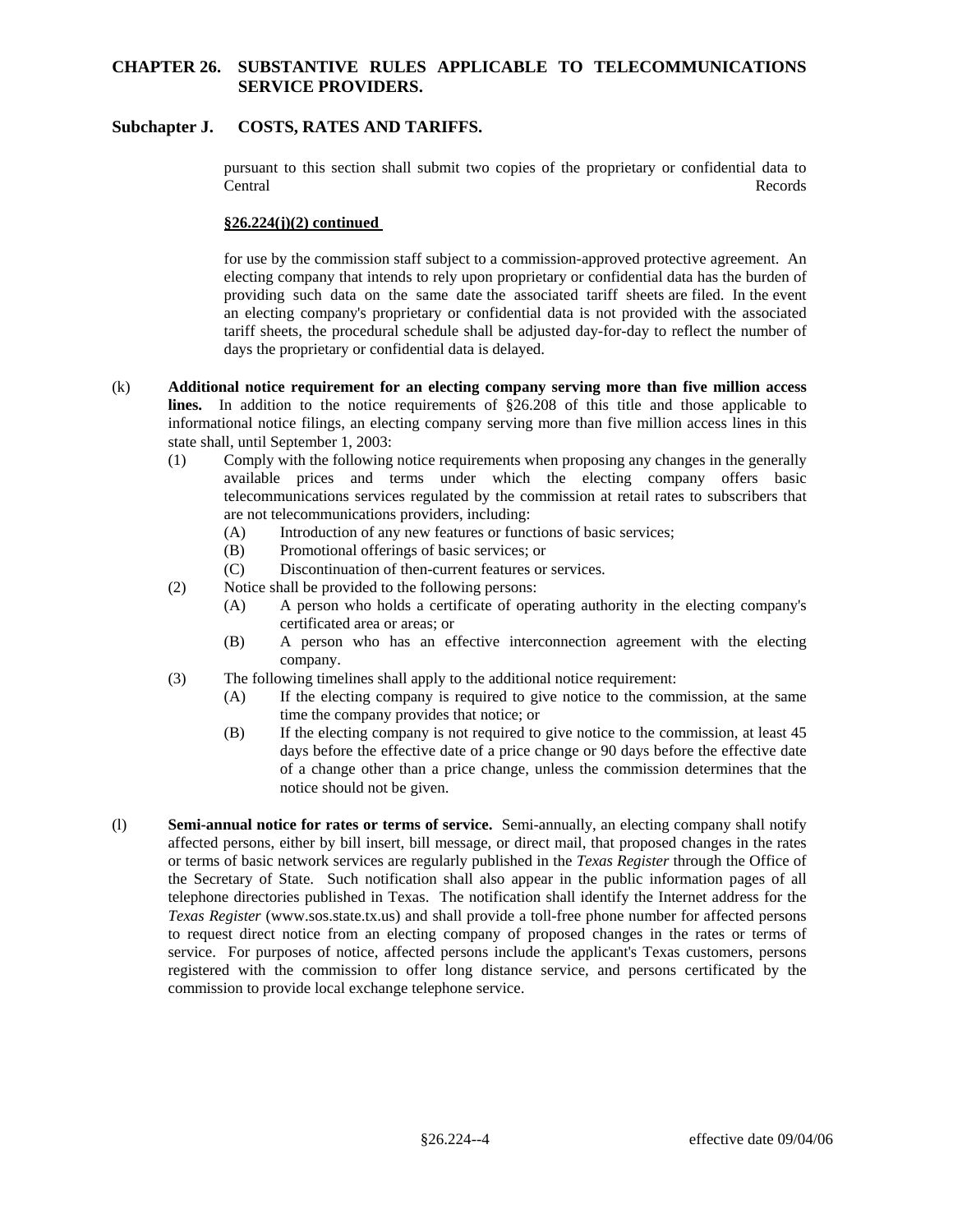pursuant to this section shall submit two copies of the proprietary or confidential data to Central Records

**§26.224(j)(2) continued**

for use by the commission staff subject to a commission-approved protective agreement. An electing company that intends to rely upon proprietary or confidential data has the burden of providing such data on the same date the associated tariff sheets are filed. In the event an electing company's proprietary or confidential data is not provided with the associated tariff sheets, the procedural schedule shall be adjusted day-for-day to reflect the number of days the proprietary or confidential data is delayed.

(k) **Additional notice requirement for an electing company serving more than five million access lines.** In addition to the notice requirements of §26.208 of this title and those applicable to informational notice filings, an electing company serving more than five million access lines in this state shall, until September 1, 2003:

(1) Comply with the following notice requirements when proposing any changes in the generally available prices and terms under which the electing company offers basic telecommunications services regulated by the commission at retail rates to subscribers that are not telecommunications providers, including:

(A) Introduction of any new features or functions of basic services;

(B) Promotional offerings of basic services; or

(C) Discontinuation of then-current features or services.

(2) Notice shall be provided to the following persons:

(A) A person who holds a certificate of operating authority in the electing company's certificated area or areas; or

(B) A person who has an effective interconnection agreement with the electing company.

(3) The following timelines shall apply to the additional notice requirement:

(A) If the electing company is required to give notice to the commission, at the same time the company provides that notice; or

(B) If the electing company is not required to give notice to the commission, at least 45 days before the effective date of a price change or 90 days before the effective date of a change other than a price change, unless the commission determines that the notice should not be given.

(l) **Semi-annual notice for rates or terms of service.** Semi-annually, an electing company shall notify affected persons, either by bill insert, bill message, or direct mail, that proposed changes in the rates or terms of basic network services are regularly published in the *Texas Register* through the Office of the Secretary of State. Such notification shall also appear in the public information pages of all telephone directories published in Texas. The notification shall identify the Internet address for the *Texas Register* (www.sos.state.tx.us) and shall provide a toll-free phone number for affected persons to request direct notice from an electing company of proposed changes in the rates or terms of service. For purposes of notice, affected persons include the applicant's Texas customers, persons registered with the commission to offer long distance service, and persons certificated by the commission to provide local exchange telephone service.